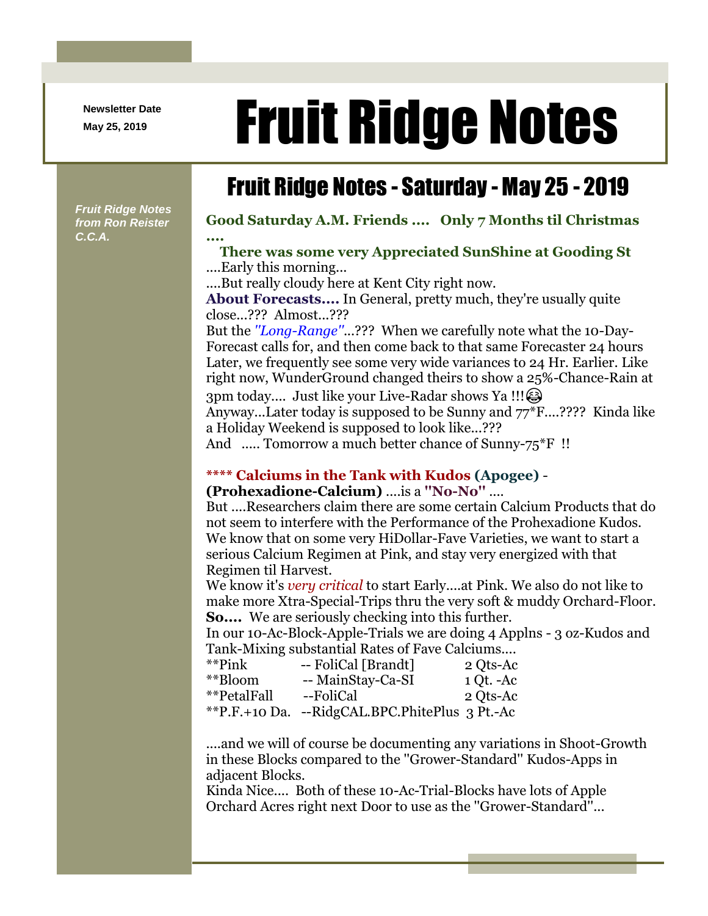Newsletter Date
May 25, 2019

# Fruit Ridge Notes

*Fruit Ridge Notes from Ron Reister C.C.A.*

## Fruit Ridge Notes - Saturday - May 25 - 2019

**Good Saturday A.M. Friends .... Only 7 Months til Christmas ....**

**There was some very Appreciated SunShine at Gooding St**
....Early this morning...
....But really cloudy here at Kent City right now.

**About Forecasts....** In General, pretty much, they're usually quite close...??? Almost...???

But the *"Long-Range"*...??? When we carefully note what the 10-Day-Forecast calls for, and then come back to that same Forecaster 24 hours Later, we frequently see some very wide variances to 24 Hr. Earlier. Like right now, WunderGround changed theirs to show a 25%-Chance-Rain at 3pm today.... Just like your Live-Radar shows Ya !!!😂

Anyway...Later today is supposed to be Sunny and 77*F....???? Kinda like a Holiday Weekend is supposed to look like...???

And ..... Tomorrow a much better chance of Sunny-75*F !!

**\*\*\*\* Calciums in the Tank with Kudos (Apogee) - (Prohexadione-Calcium)** ....is a **"No-No"** ....

But ....Researchers claim there are some certain Calcium Products that do not seem to interfere with the Performance of the Prohexadione Kudos. We know that on some very HiDollar-Fave Varieties, we want to start a serious Calcium Regimen at Pink, and stay very energized with that Regimen til Harvest.

We know it's *very critical* to start Early....at Pink. We also do not like to make more Xtra-Special-Trips thru the very soft & muddy Orchard-Floor.

**So....** We are seriously checking into this further.

In our 10-Ac-Block-Apple-Trials we are doing 4 Applns - 3 oz-Kudos and Tank-Mixing substantial Rates of Fave Calciums....

| | | |
|---|---|---|
| **Pink | -- FoliCal [Brandt] | 2 Qts-Ac |
| **Bloom | -- MainStay-Ca-SI | 1 Qt. -Ac |
| **PetalFall | --FoliCal | 2 Qts-Ac |
| **P.F.+10 Da. | --RidgCAL.BPC.PhitePlus | 3 Pt.-Ac |

....and we will of course be documenting any variations in Shoot-Growth in these Blocks compared to the "Grower-Standard" Kudos-Apps in adjacent Blocks.

Kinda Nice.... Both of these 10-Ac-Trial-Blocks have lots of Apple Orchard Acres right next Door to use as the "Grower-Standard"...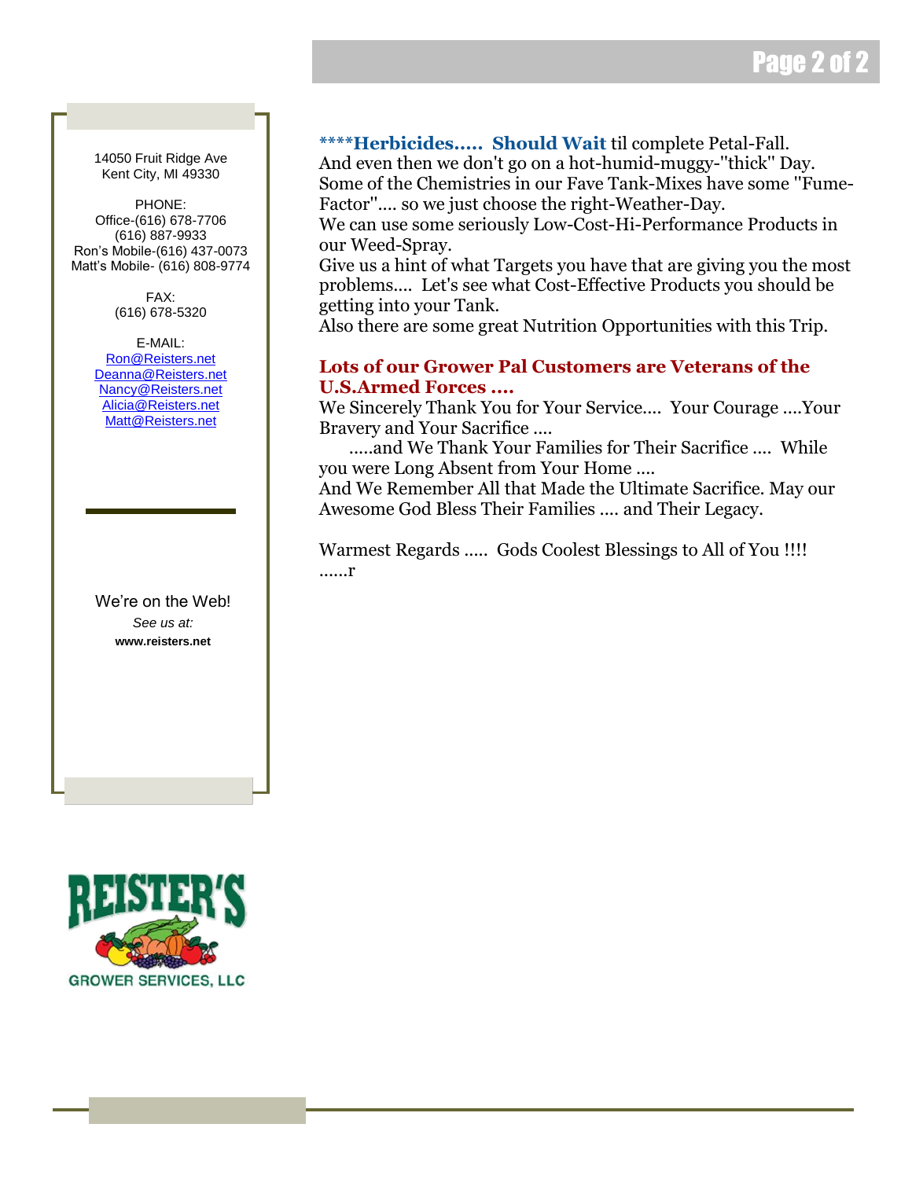14050 Fruit Ridge Ave
Kent City, MI 49330

PHONE:
Office-(616) 678-7706
(616) 887-9933
Ron's Mobile-(616) 437-0073
Matt's Mobile- (616) 808-9774

FAX:
(616) 678-5320

E-MAIL:
Ron@Reisters.net
Deanna@Reisters.net
Nancy@Reisters.net
Alicia@Reisters.net
Matt@Reisters.net

We're on the Web!

*See us at:*

**www.reisters.net**

REISTER'S GROWER SERVICES, LLC

**\*\*\*\*Herbicides..... Should Wait** til complete Petal-Fall.
And even then we don't go on a hot-humid-muggy-"thick" Day.
Some of the Chemistries in our Fave Tank-Mixes have some "Fume-Factor".... so we just choose the right-Weather-Day.
We can use some seriously Low-Cost-Hi-Performance Products in our Weed-Spray.
Give us a hint of what Targets you have that are giving you the most problems.... Let's see what Cost-Effective Products you should be getting into your Tank.
Also there are some great Nutrition Opportunities with this Trip.

**Lots of our Grower Pal Customers are Veterans of the U.S.Armed Forces ....**

We Sincerely Thank You for Your Service.... Your Courage ....Your Bravery and Your Sacrifice ....
.....and We Thank Your Families for Their Sacrifice .... While you were Long Absent from Your Home ....
And We Remember All that Made the Ultimate Sacrifice. May our Awesome God Bless Their Families .... and Their Legacy.

Warmest Regards ..... Gods Coolest Blessings to All of You !!!!
......r